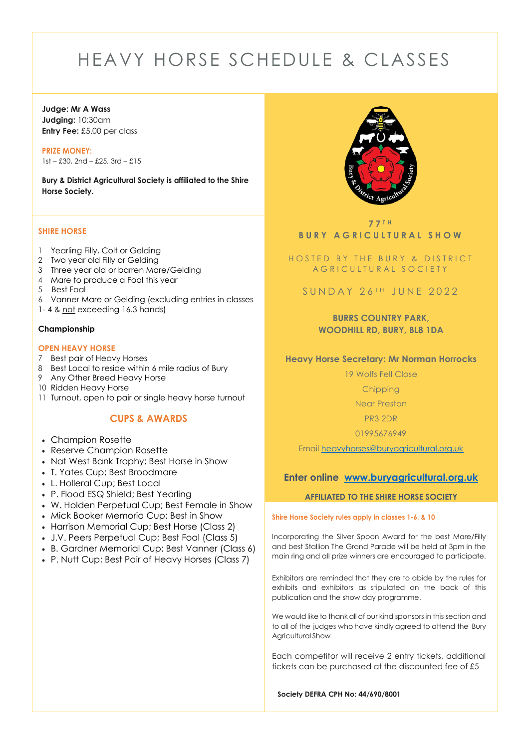# HEAVY HORSE SCHEDULE & CLASSES

**Judge: Mr A Wass**
**Judging:** 10:30am
**Entry Fee:** £5.00 per class

**PRIZE MONEY:**
1st – £30, 2nd – £25, 3rd – £15

**Bury & District Agricultural Society is affiliated to the Shire Horse Society.**

## SHIRE HORSE

1. Yearling Filly, Colt or Gelding
2. Two year old Filly or Gelding
3. Three year old or barren Mare/Gelding
4. Mare to produce a Foal this year
5. Best Foal
6. Vanner Mare or Gelding (excluding entries in classes 1- 4 & not exceeding 16.3 hands)

**Championship**

## OPEN HEAVY HORSE

7. Best pair of Heavy Horses
8. Best Local to reside within 6 mile radius of Bury
9. Any Other Breed Heavy Horse
10. Ridden Heavy Horse
11. Turnout, open to pair or single heavy horse turnout

## CUPS & AWARDS

- Champion Rosette
- Reserve Champion Rosette
- Nat West Bank Trophy; Best Horse in Show
- T. Yates Cup; Best Broodmare
- L. Holleral Cup; Best Local
- P. Flood ESQ Shield; Best Yearling
- W. Holden Perpetual Cup; Best Female in Show
- Mick Booker Memoria Cup; Best in Show
- Harrison Memorial Cup; Best Horse (Class 2)
- J.V. Peers Perpetual Cup; Best Foal (Class 5)
- B. Gardner Memorial Cup; Best Vanner (Class 6)
- P. Nutt Cup; Best Pair of Heavy Horses (Class 7)

**77TH BURY AGRICULTURAL SHOW**

HOSTED BY THE BURY & DISTRICT AGRICULTURAL SOCIETY

SUNDAY 26TH JUNE 2022

**BURRS COUNTRY PARK, WOODHILL RD, BURY, BL8 1DA**

**Heavy Horse Secretary: Mr Norman Horrocks**

19 Wolfs Fell Close
Chipping
Near Preston
PR3 2DR
01995676949

Email heavyhorses@buryagricultural.org.uk

**Enter online www.buryagricultural.org.uk**

**AFFILIATED TO THE SHIRE HORSE SOCIETY**

**Shire Horse Society rules apply in classes 1-6, & 10**

Incorporating the Silver Spoon Award for the best Mare/Filly and best Stallion The Grand Parade will be held at 3pm in the main ring and all prize winners are encouraged to participate.

Exhibitors are reminded that they are to abide by the rules for exhibits and exhibitors as stipulated on the back of this publication and the show day programme.

We would like to thank all of our kind sponsors in this section and to all of the judges who have kindly agreed to attend the Bury Agricultural Show

Each competitor will receive 2 entry tickets, additional tickets can be purchased at the discounted fee of £5

**Society DEFRA CPH No: 44/690/8001**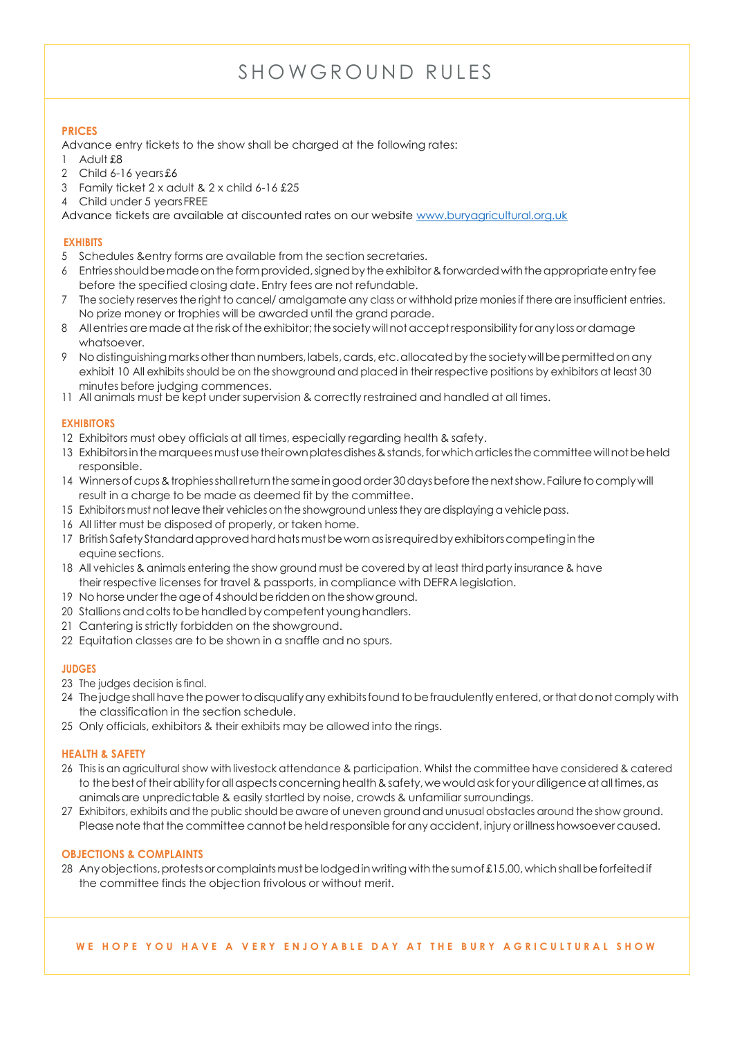# SHOWGROUND RULES

## PRICES

Advance entry tickets to the show shall be charged at the following rates:

1 Adult £8
2 Child 6-16 years £6
3 Family ticket 2 x adult & 2 x child 6-16 £25
4 Child under 5 years FREE

Advance tickets are available at discounted rates on our website www.buryagricultural.org.uk

## EXHIBITS

5 Schedules &entry forms are available from the section secretaries.
6 Entries should be made on the form provided, signed by the exhibitor & forwarded with the appropriate entry fee before the specified closing date. Entry fees are not refundable.
7 The society reserves the right to cancel/ amalgamate any class or withhold prize monies if there are insufficient entries. No prize money or trophies will be awarded until the grand parade.
8 All entries are made at the risk of the exhibitor; the society will not accept responsibility for any loss or damage whatsoever.
9 No distinguishing marks other than numbers, labels, cards, etc. allocated by the society will be permitted on any exhibit 10 All exhibits should be on the showground and placed in their respective positions by exhibitors at least 30 minutes before judging commences.
11 All animals must be kept under supervision & correctly restrained and handled at all times.

## EXHIBITORS

12 Exhibitors must obey officials at all times, especially regarding health & safety.
13 Exhibitors in the marquees must use their own plates dishes & stands, for which articles the committee will not be held responsible.
14 Winners of cups & trophies shall return the same in good order 30 days before the next show. Failure to comply will result in a charge to be made as deemed fit by the committee.
15 Exhibitors must not leave their vehicles on the showground unless they are displaying a vehicle pass.
16 All litter must be disposed of properly, or taken home.
17 British Safety Standard approved hard hats must be worn as is required by exhibitors competing in the equine sections.
18 All vehicles & animals entering the show ground must be covered by at least third party insurance & have their respective licenses for travel & passports, in compliance with DEFRA legislation.
19 No horse under the age of 4 should be ridden on the show ground.
20 Stallions and colts to be handled by competent young handlers.
21 Cantering is strictly forbidden on the showground.
22 Equitation classes are to be shown in a snaffle and no spurs.

## JUDGES

23 The judges decision is final.
24 The judge shall have the power to disqualify any exhibits found to be fraudulently entered, or that do not comply with the classification in the section schedule.
25 Only officials, exhibitors & their exhibits may be allowed into the rings.

## HEALTH & SAFETY

26 This is an agricultural show with livestock attendance & participation. Whilst the committee have considered & catered to the best of their ability for all aspects concerning health & safety, we would ask for your diligence at all times, as animals are unpredictable & easily startled by noise, crowds & unfamiliar surroundings.
27 Exhibitors, exhibits and the public should be aware of uneven ground and unusual obstacles around the show ground. Please note that the committee cannot be held responsible for any accident, injury or illness howsoever caused.

## OBJECTIONS & COMPLAINTS

28 Any objections, protests or complaints must be lodged in writing with the sum of £15.00, which shall be forfeited if the committee finds the objection frivolous or without merit.

**WE HOPE YOU HAVE A VERY ENJOYABLE DAY AT THE BURY AGRICULTURAL SHOW**